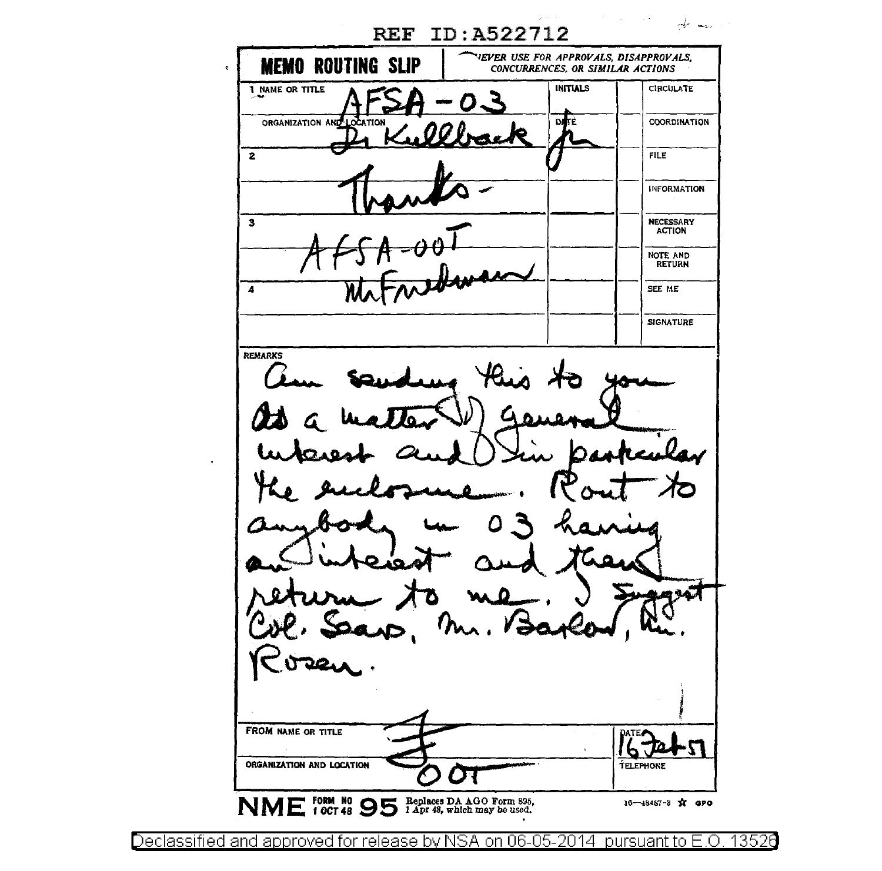REF ID:A522712

# MEMO ROUTING SLIP

*NEVER USE FOR APPROVALS, DISAPPROVALS, CONCURRENCES, OR SIMILAR ACTIONS*

| NAME OR TITLE / ORGANIZATION AND LOCATION | INITIALS / DATE | | |
|---|---|---|---|
| 1 AFSA-03 Dr Kullback | Jr | | CIRCULATE |
| | | | COORDINATION |
| 2 Thanks- | | | FILE |
| | | | INFORMATION |
| 3 AFSA-00T Mr Friedman | | | NECESSARY ACTION |
| | | | NOTE AND RETURN |
| 4 | | | SEE ME |
| | | | SIGNATURE |

REMARKS

Am sending this to you as a matter of general interest and in particular the enclosure. Rout to anybody in 03 having an interest and then return to me. I suggest Col. Sears, Mr. Barlow, Mr. Rosen.

FROM NAME OR TITLE: F

ORGANIZATION AND LOCATION: 00T

DATE: 16 Feb 51

TELEPHONE

NME FORM NO 95 1 OCT 48 Replaces DA AGO Form 895, 1 Apr 48, which may be used. 16—48487-3 ☆ GPO

Declassified and approved for release by NSA on 06-05-2014 pursuant to E.O. 13526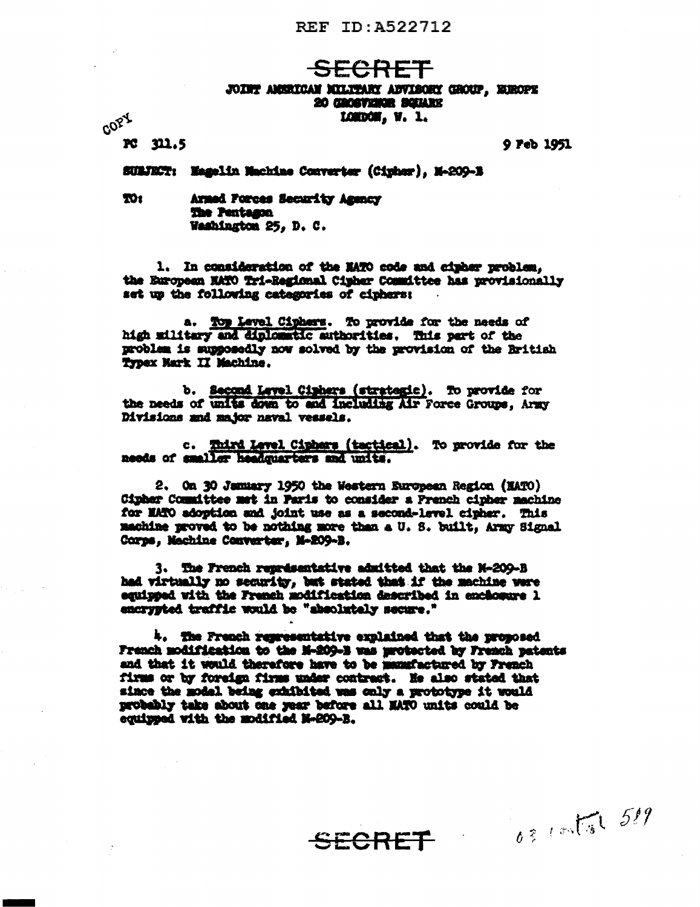REF ID:A522712

SECRET

JOINT AMERICAN MILITARY ADVISORY GROUP, EUROPE
20 GROSVENOR SQUARE
LONDON, W. 1.

COPY

FC 311.5

9 Feb 1951

SUBJECT: Hagelin Machine Converter (Cipher), M-209-B

TO: Armed Forces Security Agency
The Pentagon
Washington 25, D. C.

1. In consideration of the NATO code and cipher problem, the European NATO Tri-Regional Cipher Committee has provisionally set up the following categories of ciphers:

a. Top Level Ciphers. To provide for the needs of high military and diplomatic authorities. This part of the problem is supposedly now solved by the provision of the British Typex Mark II Machine.

b. Second Level Ciphers (strategic). To provide for the needs of units down to and including Air Force Groups, Army Divisions and major naval vessels.

c. Third Level Ciphers (tactical). To provide for the needs of smaller headquarters and units.

2. On 30 January 1950 the Western European Region (NATO) Cipher Committee met in Paris to consider a French cipher machine for NATO adoption and joint use as a second-level cipher. This machine proved to be nothing more than a U. S. built, Army Signal Corps, Machine Converter, M-209-B.

3. The French representative admitted that the M-209-B had virtually no security, but stated that if the machine were equipped with the French modification described in enclosure 1 encrypted traffic would be "absolutely secure."

4. The French representative explained that the proposed French modification to the M-209-B was protected by French patents and that it would therefore have to be manufactured by French firms or by foreign firms under contract. He also stated that since the model being exhibited was only a prototype it would probably take about one year before all NATO units could be equipped with the modified M-209-B.

SECRET

63 [illegible] 519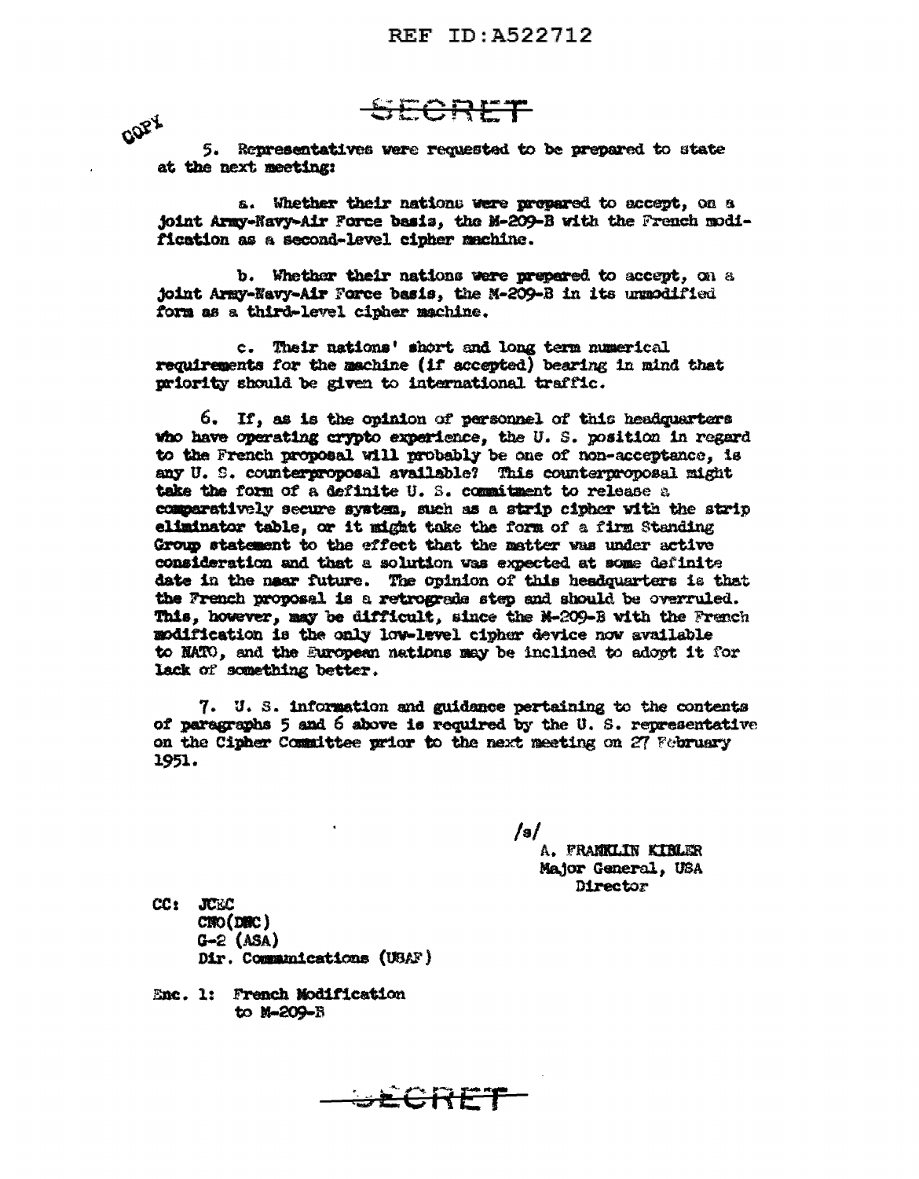SECRET

COPY

5. Representatives were requested to be prepared to state at the next meeting:

a. Whether their nations were prepared to accept, on a joint Army-Navy-Air Force basis, the M-209-B with the French modification as a second-level cipher machine.

b. Whether their nations were prepared to accept, on a joint Army-Navy-Air Force basis, the M-209-B in its unmodified form as a third-level cipher machine.

c. Their nations' short and long term numerical requirements for the machine (if accepted) bearing in mind that priority should be given to international traffic.

6. If, as is the opinion of personnel of this headquarters who have operating crypto experience, the U. S. position in regard to the French proposal will probably be one of non-acceptance, is any U. S. counterproposal available? This counterproposal might take the form of a definite U. S. commitment to release a comparatively secure system, such as a strip cipher with the strip eliminator table, or it might take the form of a firm Standing Group statement to the effect that the matter was under active consideration and that a solution was expected at some definite date in the near future. The opinion of this headquarters is that the French proposal is a retrograde step and should be overruled. This, however, may be difficult, since the M-209-B with the French modification is the only low-level cipher device now available to NATO, and the European nations may be inclined to adopt it for lack of something better.

7. U. S. information and guidance pertaining to the contents of paragraphs 5 and 6 above is required by the U. S. representative on the Cipher Committee prior to the next meeting on 27 February 1951.

/s/
A. FRANKLIN KIBLER
Major General, USA
Director

CC: JCEC
CNO(DNC)
G-2 (ASA)
Dir. Communications (USAF)

Enc. 1: French Modification to M-209-B

SECRET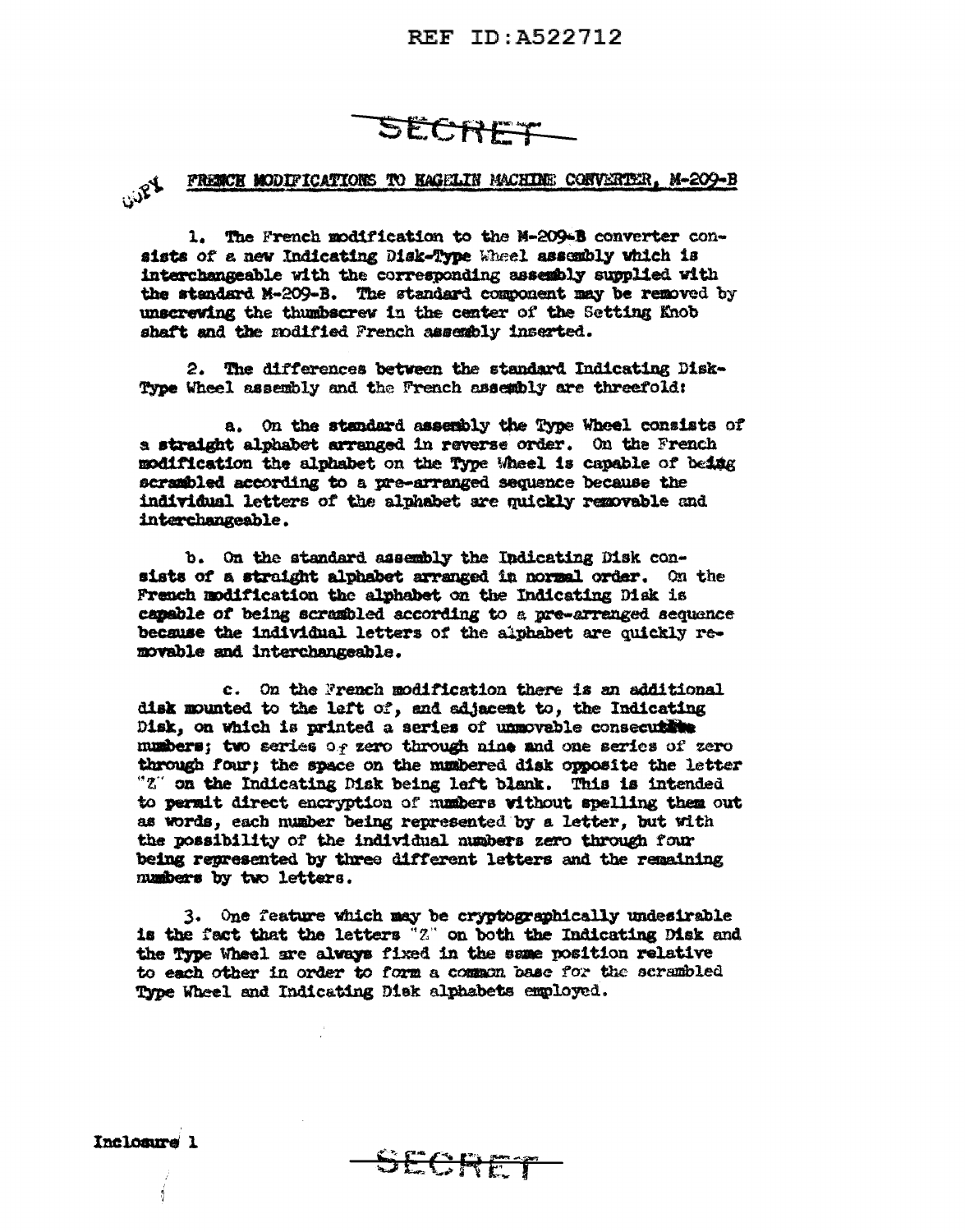REF ID:A522712

SECRET

COPY

## FRENCH MODIFICATIONS TO HAGELIN MACHINE CONVERTER, M-209-B

1. The French modification to the M-209-B converter consists of a new Indicating Disk-Type Wheel assembly which is interchangeable with the corresponding assembly supplied with the standard M-209-B. The standard component may be removed by unscrewing the thumbscrew in the center of the Setting Knob shaft and the modified French assembly inserted.

2. The differences between the standard Indicating Disk-Type Wheel assembly and the French assembly are threefold:

a. On the standard assembly the Type Wheel consists of a straight alphabet arranged in reverse order. On the French modification the alphabet on the Type Wheel is capable of being scrambled according to a pre-arranged sequence because the individual letters of the alphabet are quickly removable and interchangeable.

b. On the standard assembly the Indicating Disk consists of a straight alphabet arranged in normal order. On the French modification the alphabet on the Indicating Disk is capable of being scrambled according to a pre-arranged sequence because the individual letters of the alphabet are quickly removable and interchangeable.

c. On the French modification there is an additional disk mounted to the left of, and adjacent to, the Indicating Disk, on which is printed a series of unmovable consecutive numbers; two series of zero through nine and one series of zero through four; the space on the numbered disk opposite the letter "Z" on the Indicating Disk being left blank. This is intended to permit direct encryption of numbers without spelling them out as words, each number being represented by a letter, but with the possibility of the individual numbers zero through four being represented by three different letters and the remaining numbers by two letters.

3. One feature which may be cryptographically undesirable is the fact that the letters "Z" on both the Indicating Disk and the Type Wheel are always fixed in the same position relative to each other in order to form a common base for the scrambled Type Wheel and Indicating Disk alphabets employed.

Inclosure 1

SECRET